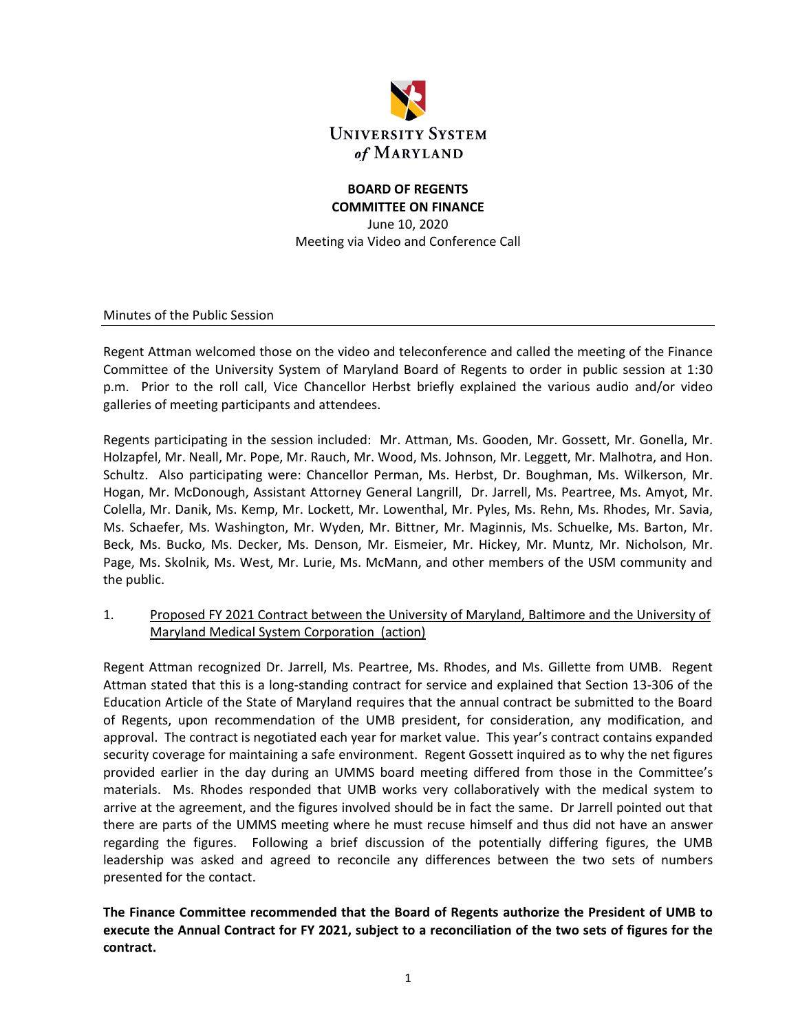UNIVERSITY SYSTEM *of* MARYLAND

**BOARD OF REGENTS**
**COMMITTEE ON FINANCE**
June 10, 2020
Meeting via Video and Conference Call

Minutes of the Public Session

---

Regent Attman welcomed those on the video and teleconference and called the meeting of the Finance Committee of the University System of Maryland Board of Regents to order in public session at 1:30 p.m. Prior to the roll call, Vice Chancellor Herbst briefly explained the various audio and/or video galleries of meeting participants and attendees.

Regents participating in the session included: Mr. Attman, Ms. Gooden, Mr. Gossett, Mr. Gonella, Mr. Holzapfel, Mr. Neall, Mr. Pope, Mr. Rauch, Mr. Wood, Ms. Johnson, Mr. Leggett, Mr. Malhotra, and Hon. Schultz. Also participating were: Chancellor Perman, Ms. Herbst, Dr. Boughman, Ms. Wilkerson, Mr. Hogan, Mr. McDonough, Assistant Attorney General Langrill, Dr. Jarrell, Ms. Peartree, Ms. Amyot, Mr. Colella, Mr. Danik, Ms. Kemp, Mr. Lockett, Mr. Lowenthal, Mr. Pyles, Ms. Rehn, Ms. Rhodes, Mr. Savia, Ms. Schaefer, Ms. Washington, Mr. Wyden, Mr. Bittner, Mr. Maginnis, Ms. Schuelke, Ms. Barton, Mr. Beck, Ms. Bucko, Ms. Decker, Ms. Denson, Mr. Eismeier, Mr. Hickey, Mr. Muntz, Mr. Nicholson, Mr. Page, Ms. Skolnik, Ms. West, Mr. Lurie, Ms. McMann, and other members of the USM community and the public.

1. <u>Proposed FY 2021 Contract between the University of Maryland, Baltimore and the University of Maryland Medical System Corporation (action)</u>

Regent Attman recognized Dr. Jarrell, Ms. Peartree, Ms. Rhodes, and Ms. Gillette from UMB. Regent Attman stated that this is a long-standing contract for service and explained that Section 13-306 of the Education Article of the State of Maryland requires that the annual contract be submitted to the Board of Regents, upon recommendation of the UMB president, for consideration, any modification, and approval. The contract is negotiated each year for market value. This year's contract contains expanded security coverage for maintaining a safe environment. Regent Gossett inquired as to why the net figures provided earlier in the day during an UMMS board meeting differed from those in the Committee's materials. Ms. Rhodes responded that UMB works very collaboratively with the medical system to arrive at the agreement, and the figures involved should be in fact the same. Dr Jarrell pointed out that there are parts of the UMMS meeting where he must recuse himself and thus did not have an answer regarding the figures. Following a brief discussion of the potentially differing figures, the UMB leadership was asked and agreed to reconcile any differences between the two sets of numbers presented for the contact.

**The Finance Committee recommended that the Board of Regents authorize the President of UMB to execute the Annual Contract for FY 2021, subject to a reconciliation of the two sets of figures for the contract.**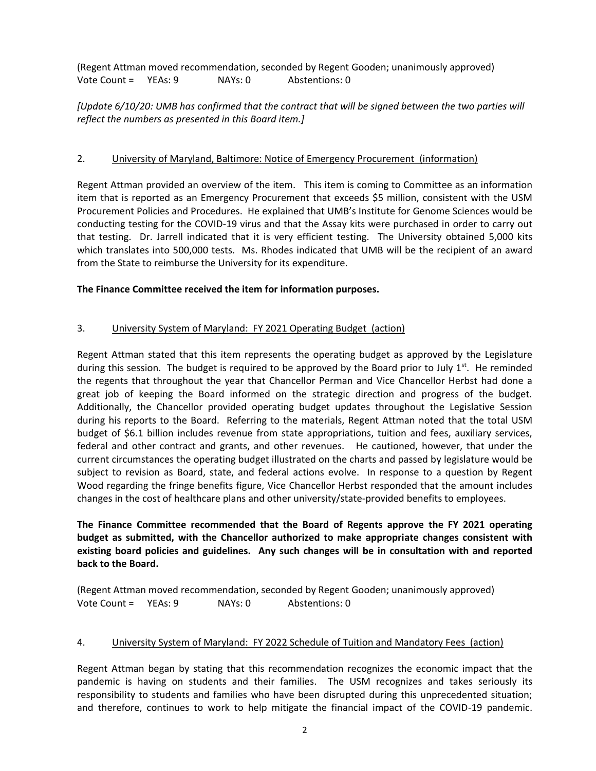(Regent Attman moved recommendation, seconded by Regent Gooden; unanimously approved)
Vote Count = YEAs: 9 NAYs: 0 Abstentions: 0

*[Update 6/10/20: UMB has confirmed that the contract that will be signed between the two parties will reflect the numbers as presented in this Board item.]*

2. University of Maryland, Baltimore: Notice of Emergency Procurement (information)

Regent Attman provided an overview of the item. This item is coming to Committee as an information item that is reported as an Emergency Procurement that exceeds $5 million, consistent with the USM Procurement Policies and Procedures. He explained that UMB's Institute for Genome Sciences would be conducting testing for the COVID-19 virus and that the Assay kits were purchased in order to carry out that testing. Dr. Jarrell indicated that it is very efficient testing. The University obtained 5,000 kits which translates into 500,000 tests. Ms. Rhodes indicated that UMB will be the recipient of an award from the State to reimburse the University for its expenditure.

**The Finance Committee received the item for information purposes.**

3. University System of Maryland: FY 2021 Operating Budget (action)

Regent Attman stated that this item represents the operating budget as approved by the Legislature during this session. The budget is required to be approved by the Board prior to July 1st. He reminded the regents that throughout the year that Chancellor Perman and Vice Chancellor Herbst had done a great job of keeping the Board informed on the strategic direction and progress of the budget. Additionally, the Chancellor provided operating budget updates throughout the Legislative Session during his reports to the Board. Referring to the materials, Regent Attman noted that the total USM budget of $6.1 billion includes revenue from state appropriations, tuition and fees, auxiliary services, federal and other contract and grants, and other revenues. He cautioned, however, that under the current circumstances the operating budget illustrated on the charts and passed by legislature would be subject to revision as Board, state, and federal actions evolve. In response to a question by Regent Wood regarding the fringe benefits figure, Vice Chancellor Herbst responded that the amount includes changes in the cost of healthcare plans and other university/state-provided benefits to employees.

**The Finance Committee recommended that the Board of Regents approve the FY 2021 operating budget as submitted, with the Chancellor authorized to make appropriate changes consistent with existing board policies and guidelines. Any such changes will be in consultation with and reported back to the Board.**

(Regent Attman moved recommendation, seconded by Regent Gooden; unanimously approved)
Vote Count = YEAs: 9 NAYs: 0 Abstentions: 0

4. University System of Maryland: FY 2022 Schedule of Tuition and Mandatory Fees (action)

Regent Attman began by stating that this recommendation recognizes the economic impact that the pandemic is having on students and their families. The USM recognizes and takes seriously its responsibility to students and families who have been disrupted during this unprecedented situation; and therefore, continues to work to help mitigate the financial impact of the COVID-19 pandemic.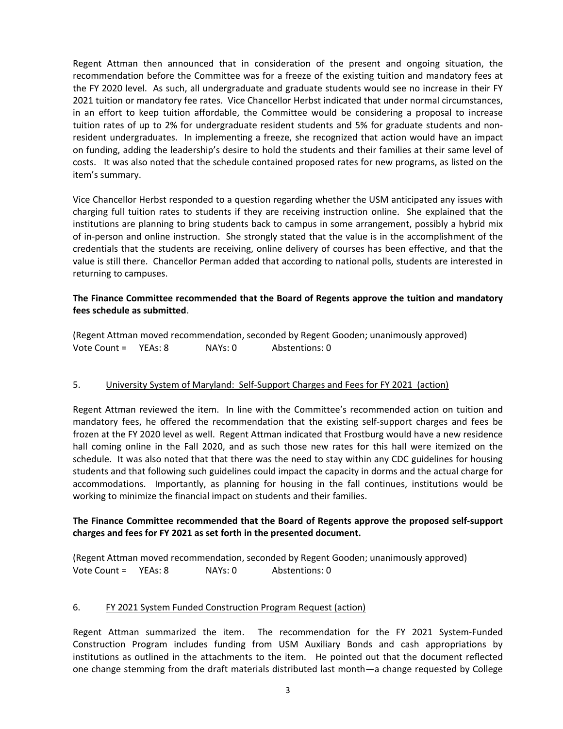Regent Attman then announced that in consideration of the present and ongoing situation, the recommendation before the Committee was for a freeze of the existing tuition and mandatory fees at the FY 2020 level. As such, all undergraduate and graduate students would see no increase in their FY 2021 tuition or mandatory fee rates. Vice Chancellor Herbst indicated that under normal circumstances, in an effort to keep tuition affordable, the Committee would be considering a proposal to increase tuition rates of up to 2% for undergraduate resident students and 5% for graduate students and non-resident undergraduates. In implementing a freeze, she recognized that action would have an impact on funding, adding the leadership's desire to hold the students and their families at their same level of costs. It was also noted that the schedule contained proposed rates for new programs, as listed on the item's summary.

Vice Chancellor Herbst responded to a question regarding whether the USM anticipated any issues with charging full tuition rates to students if they are receiving instruction online. She explained that the institutions are planning to bring students back to campus in some arrangement, possibly a hybrid mix of in-person and online instruction. She strongly stated that the value is in the accomplishment of the credentials that the students are receiving, online delivery of courses has been effective, and that the value is still there. Chancellor Perman added that according to national polls, students are interested in returning to campuses.

**The Finance Committee recommended that the Board of Regents approve the tuition and mandatory fees schedule as submitted**.

(Regent Attman moved recommendation, seconded by Regent Gooden; unanimously approved)
Vote Count = YEAs: 8 NAYs: 0 Abstentions: 0

5. University System of Maryland: Self-Support Charges and Fees for FY 2021 (action)

Regent Attman reviewed the item. In line with the Committee's recommended action on tuition and mandatory fees, he offered the recommendation that the existing self-support charges and fees be frozen at the FY 2020 level as well. Regent Attman indicated that Frostburg would have a new residence hall coming online in the Fall 2020, and as such those new rates for this hall were itemized on the schedule. It was also noted that that there was the need to stay within any CDC guidelines for housing students and that following such guidelines could impact the capacity in dorms and the actual charge for accommodations. Importantly, as planning for housing in the fall continues, institutions would be working to minimize the financial impact on students and their families.

**The Finance Committee recommended that the Board of Regents approve the proposed self-support charges and fees for FY 2021 as set forth in the presented document.**

(Regent Attman moved recommendation, seconded by Regent Gooden; unanimously approved)
Vote Count = YEAs: 8 NAYs: 0 Abstentions: 0

6. FY 2021 System Funded Construction Program Request (action)

Regent Attman summarized the item. The recommendation for the FY 2021 System-Funded Construction Program includes funding from USM Auxiliary Bonds and cash appropriations by institutions as outlined in the attachments to the item. He pointed out that the document reflected one change stemming from the draft materials distributed last month—a change requested by College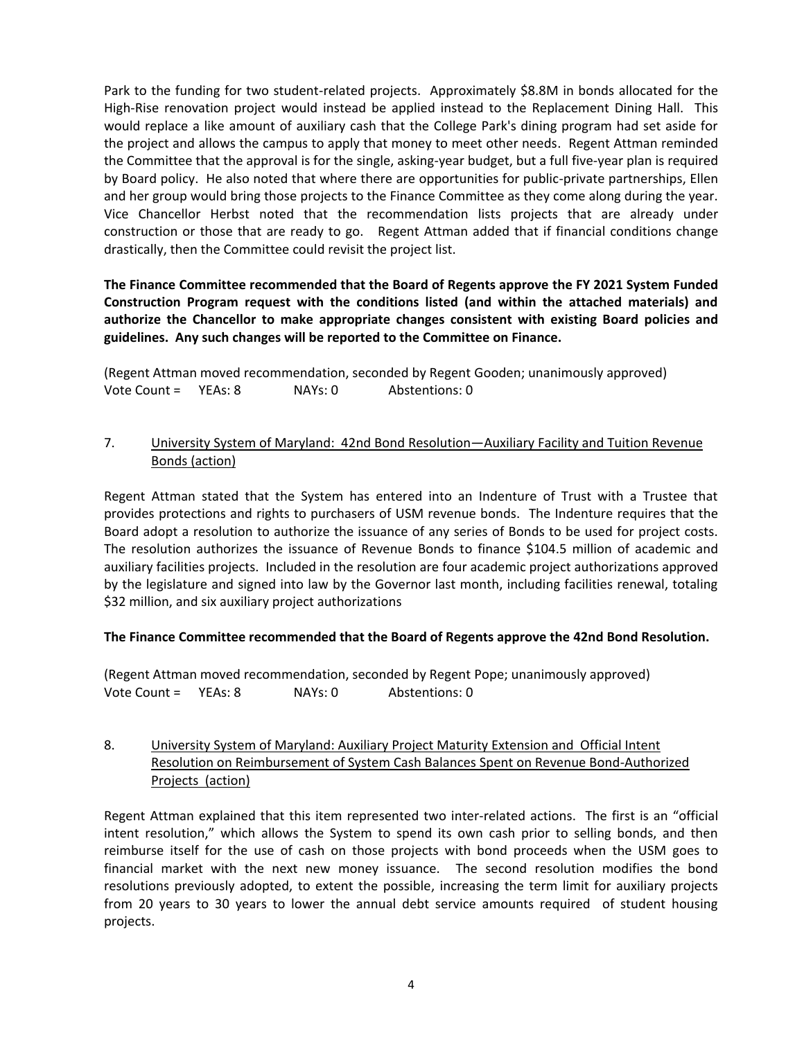Park to the funding for two student-related projects. Approximately $8.8M in bonds allocated for the High-Rise renovation project would instead be applied instead to the Replacement Dining Hall. This would replace a like amount of auxiliary cash that the College Park's dining program had set aside for the project and allows the campus to apply that money to meet other needs. Regent Attman reminded the Committee that the approval is for the single, asking-year budget, but a full five-year plan is required by Board policy. He also noted that where there are opportunities for public-private partnerships, Ellen and her group would bring those projects to the Finance Committee as they come along during the year. Vice Chancellor Herbst noted that the recommendation lists projects that are already under construction or those that are ready to go. Regent Attman added that if financial conditions change drastically, then the Committee could revisit the project list.

**The Finance Committee recommended that the Board of Regents approve the FY 2021 System Funded Construction Program request with the conditions listed (and within the attached materials) and authorize the Chancellor to make appropriate changes consistent with existing Board policies and guidelines. Any such changes will be reported to the Committee on Finance.**

(Regent Attman moved recommendation, seconded by Regent Gooden; unanimously approved)
Vote Count = YEAs: 8 NAYs: 0 Abstentions: 0

7. University System of Maryland: 42nd Bond Resolution—Auxiliary Facility and Tuition Revenue Bonds (action)

Regent Attman stated that the System has entered into an Indenture of Trust with a Trustee that provides protections and rights to purchasers of USM revenue bonds. The Indenture requires that the Board adopt a resolution to authorize the issuance of any series of Bonds to be used for project costs. The resolution authorizes the issuance of Revenue Bonds to finance $104.5 million of academic and auxiliary facilities projects. Included in the resolution are four academic project authorizations approved by the legislature and signed into law by the Governor last month, including facilities renewal, totaling $32 million, and six auxiliary project authorizations

**The Finance Committee recommended that the Board of Regents approve the 42nd Bond Resolution.**

(Regent Attman moved recommendation, seconded by Regent Pope; unanimously approved)
Vote Count = YEAs: 8 NAYs: 0 Abstentions: 0

8. University System of Maryland: Auxiliary Project Maturity Extension and Official Intent Resolution on Reimbursement of System Cash Balances Spent on Revenue Bond-Authorized Projects (action)

Regent Attman explained that this item represented two inter-related actions. The first is an "official intent resolution," which allows the System to spend its own cash prior to selling bonds, and then reimburse itself for the use of cash on those projects with bond proceeds when the USM goes to financial market with the next new money issuance. The second resolution modifies the bond resolutions previously adopted, to extent the possible, increasing the term limit for auxiliary projects from 20 years to 30 years to lower the annual debt service amounts required of student housing projects.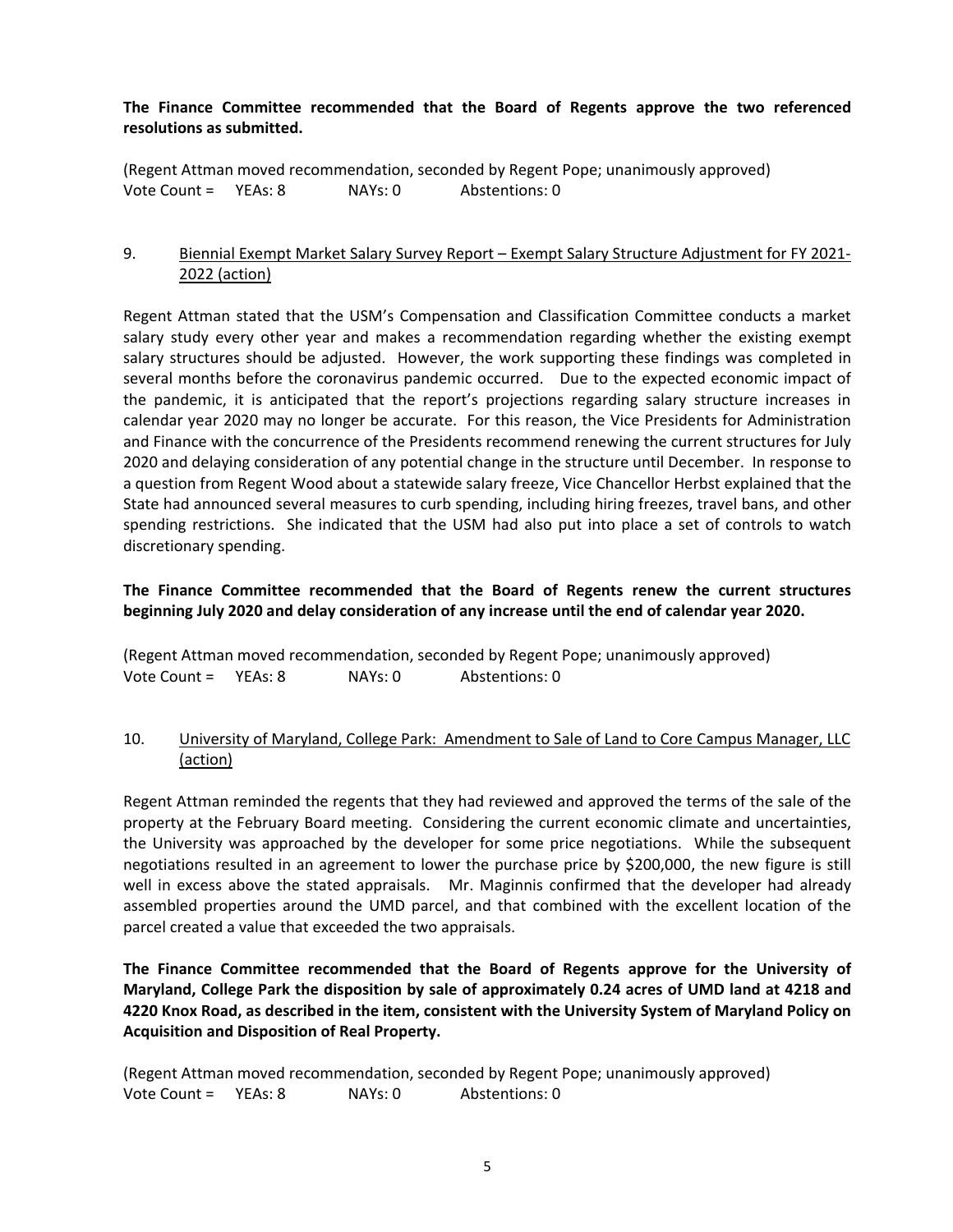**The Finance Committee recommended that the Board of Regents approve the two referenced resolutions as submitted.**

(Regent Attman moved recommendation, seconded by Regent Pope; unanimously approved)
Vote Count = YEAs: 8 NAYs: 0 Abstentions: 0

9. Biennial Exempt Market Salary Survey Report – Exempt Salary Structure Adjustment for FY 2021-2022 (action)

Regent Attman stated that the USM's Compensation and Classification Committee conducts a market salary study every other year and makes a recommendation regarding whether the existing exempt salary structures should be adjusted. However, the work supporting these findings was completed in several months before the coronavirus pandemic occurred. Due to the expected economic impact of the pandemic, it is anticipated that the report's projections regarding salary structure increases in calendar year 2020 may no longer be accurate. For this reason, the Vice Presidents for Administration and Finance with the concurrence of the Presidents recommend renewing the current structures for July 2020 and delaying consideration of any potential change in the structure until December. In response to a question from Regent Wood about a statewide salary freeze, Vice Chancellor Herbst explained that the State had announced several measures to curb spending, including hiring freezes, travel bans, and other spending restrictions. She indicated that the USM had also put into place a set of controls to watch discretionary spending.

**The Finance Committee recommended that the Board of Regents renew the current structures beginning July 2020 and delay consideration of any increase until the end of calendar year 2020.**

(Regent Attman moved recommendation, seconded by Regent Pope; unanimously approved)
Vote Count = YEAs: 8 NAYs: 0 Abstentions: 0

10. University of Maryland, College Park: Amendment to Sale of Land to Core Campus Manager, LLC (action)

Regent Attman reminded the regents that they had reviewed and approved the terms of the sale of the property at the February Board meeting. Considering the current economic climate and uncertainties, the University was approached by the developer for some price negotiations. While the subsequent negotiations resulted in an agreement to lower the purchase price by $200,000, the new figure is still well in excess above the stated appraisals. Mr. Maginnis confirmed that the developer had already assembled properties around the UMD parcel, and that combined with the excellent location of the parcel created a value that exceeded the two appraisals.

**The Finance Committee recommended that the Board of Regents approve for the University of Maryland, College Park the disposition by sale of approximately 0.24 acres of UMD land at 4218 and 4220 Knox Road, as described in the item, consistent with the University System of Maryland Policy on Acquisition and Disposition of Real Property.**

(Regent Attman moved recommendation, seconded by Regent Pope; unanimously approved)
Vote Count = YEAs: 8 NAYs: 0 Abstentions: 0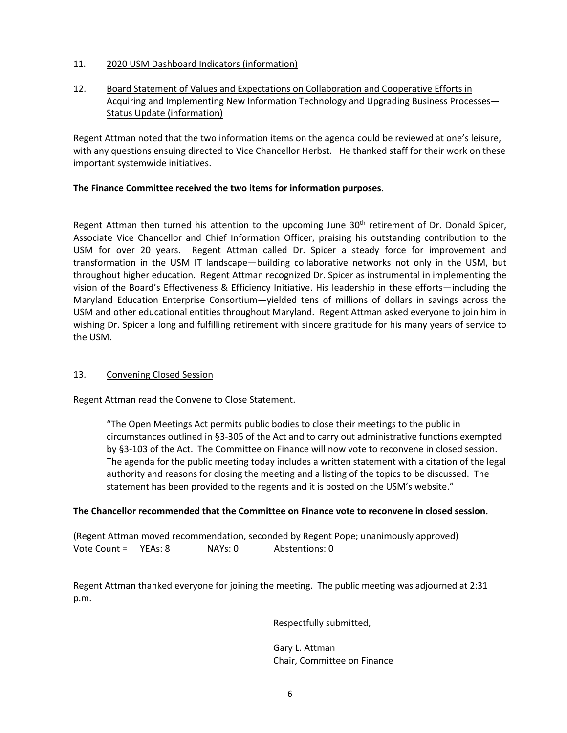11. 2020 USM Dashboard Indicators (information)

12. Board Statement of Values and Expectations on Collaboration and Cooperative Efforts in Acquiring and Implementing New Information Technology and Upgrading Business Processes—Status Update (information)

Regent Attman noted that the two information items on the agenda could be reviewed at one's leisure, with any questions ensuing directed to Vice Chancellor Herbst. He thanked staff for their work on these important systemwide initiatives.

**The Finance Committee received the two items for information purposes.**

Regent Attman then turned his attention to the upcoming June 30th retirement of Dr. Donald Spicer, Associate Vice Chancellor and Chief Information Officer, praising his outstanding contribution to the USM for over 20 years. Regent Attman called Dr. Spicer a steady force for improvement and transformation in the USM IT landscape—building collaborative networks not only in the USM, but throughout higher education. Regent Attman recognized Dr. Spicer as instrumental in implementing the vision of the Board's Effectiveness & Efficiency Initiative. His leadership in these efforts—including the Maryland Education Enterprise Consortium—yielded tens of millions of dollars in savings across the USM and other educational entities throughout Maryland. Regent Attman asked everyone to join him in wishing Dr. Spicer a long and fulfilling retirement with sincere gratitude for his many years of service to the USM.

13. Convening Closed Session

Regent Attman read the Convene to Close Statement.

> "The Open Meetings Act permits public bodies to close their meetings to the public in circumstances outlined in §3-305 of the Act and to carry out administrative functions exempted by §3-103 of the Act. The Committee on Finance will now vote to reconvene in closed session. The agenda for the public meeting today includes a written statement with a citation of the legal authority and reasons for closing the meeting and a listing of the topics to be discussed. The statement has been provided to the regents and it is posted on the USM's website."

**The Chancellor recommended that the Committee on Finance vote to reconvene in closed session.**

(Regent Attman moved recommendation, seconded by Regent Pope; unanimously approved)
Vote Count = YEAs: 8 NAYs: 0 Abstentions: 0

Regent Attman thanked everyone for joining the meeting. The public meeting was adjourned at 2:31 p.m.

Respectfully submitted,

Gary L. Attman
Chair, Committee on Finance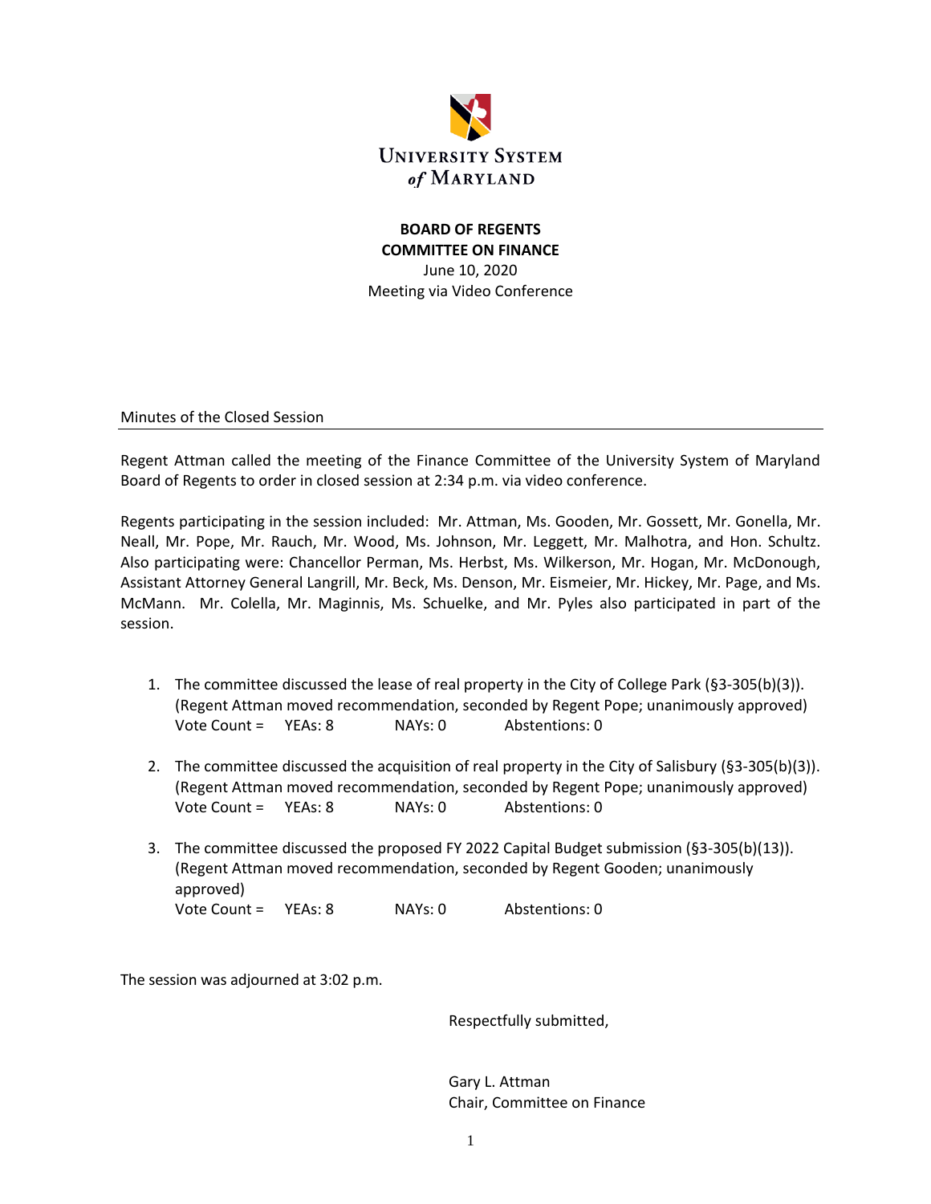UNIVERSITY SYSTEM of MARYLAND

**BOARD OF REGENTS**
**COMMITTEE ON FINANCE**
June 10, 2020
Meeting via Video Conference

Minutes of the Closed Session

---

Regent Attman called the meeting of the Finance Committee of the University System of Maryland Board of Regents to order in closed session at 2:34 p.m. via video conference.

Regents participating in the session included: Mr. Attman, Ms. Gooden, Mr. Gossett, Mr. Gonella, Mr. Neall, Mr. Pope, Mr. Rauch, Mr. Wood, Ms. Johnson, Mr. Leggett, Mr. Malhotra, and Hon. Schultz. Also participating were: Chancellor Perman, Ms. Herbst, Ms. Wilkerson, Mr. Hogan, Mr. McDonough, Assistant Attorney General Langrill, Mr. Beck, Ms. Denson, Mr. Eismeier, Mr. Hickey, Mr. Page, and Ms. McMann. Mr. Colella, Mr. Maginnis, Ms. Schuelke, and Mr. Pyles also participated in part of the session.

1. The committee discussed the lease of real property in the City of College Park (§3-305(b)(3)).
(Regent Attman moved recommendation, seconded by Regent Pope; unanimously approved)
Vote Count = YEAs: 8 NAYs: 0 Abstentions: 0

2. The committee discussed the acquisition of real property in the City of Salisbury (§3-305(b)(3)).
(Regent Attman moved recommendation, seconded by Regent Pope; unanimously approved)
Vote Count = YEAs: 8 NAYs: 0 Abstentions: 0

3. The committee discussed the proposed FY 2022 Capital Budget submission (§3-305(b)(13)).
(Regent Attman moved recommendation, seconded by Regent Gooden; unanimously approved)
Vote Count = YEAs: 8 NAYs: 0 Abstentions: 0

The session was adjourned at 3:02 p.m.

Respectfully submitted,

Gary L. Attman
Chair, Committee on Finance